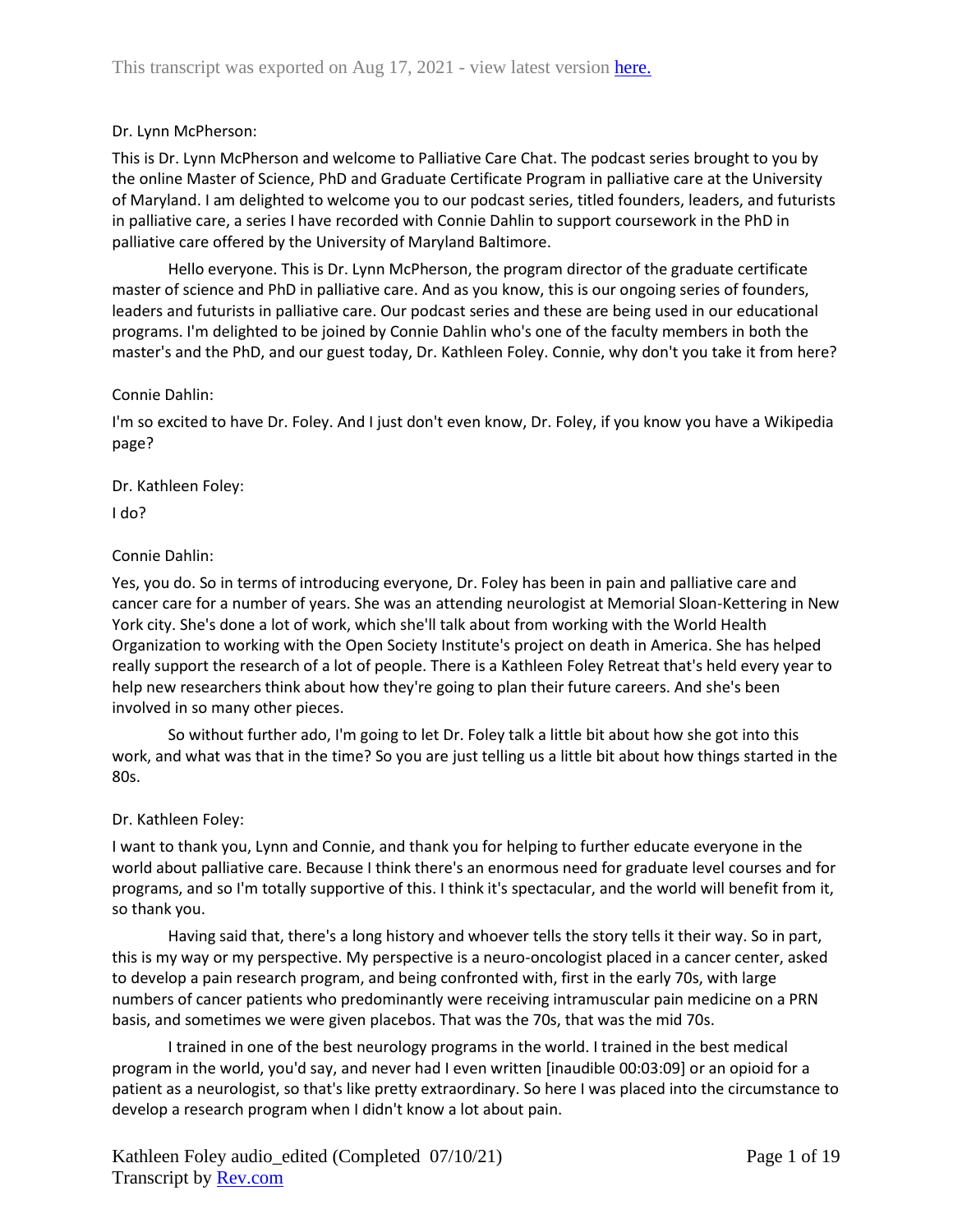This transcript was exported on Aug 17, 2021 - view latest version here.

Dr. Lynn McPherson:

This is Dr. Lynn McPherson and welcome to Palliative Care Chat. The podcast series brought to you by the online Master of Science, PhD and Graduate Certificate Program in palliative care at the University of Maryland. I am delighted to welcome you to our podcast series, titled founders, leaders, and futurists in palliative care, a series I have recorded with Connie Dahlin to support coursework in the PhD in palliative care offered by the University of Maryland Baltimore.

Hello everyone. This is Dr. Lynn McPherson, the program director of the graduate certificate master of science and PhD in palliative care. And as you know, this is our ongoing series of founders, leaders and futurists in palliative care. Our podcast series and these are being used in our educational programs. I'm delighted to be joined by Connie Dahlin who's one of the faculty members in both the master's and the PhD, and our guest today, Dr. Kathleen Foley. Connie, why don't you take it from here?

Connie Dahlin:

I'm so excited to have Dr. Foley. And I just don't even know, Dr. Foley, if you know you have a Wikipedia page?

Dr. Kathleen Foley:

I do?

Connie Dahlin:

Yes, you do. So in terms of introducing everyone, Dr. Foley has been in pain and palliative care and cancer care for a number of years. She was an attending neurologist at Memorial Sloan-Kettering in New York city. She's done a lot of work, which she'll talk about from working with the World Health Organization to working with the Open Society Institute's project on death in America. She has helped really support the research of a lot of people. There is a Kathleen Foley Retreat that's held every year to help new researchers think about how they're going to plan their future careers. And she's been involved in so many other pieces.

So without further ado, I'm going to let Dr. Foley talk a little bit about how she got into this work, and what was that in the time? So you are just telling us a little bit about how things started in the 80s.

Dr. Kathleen Foley:

I want to thank you, Lynn and Connie, and thank you for helping to further educate everyone in the world about palliative care. Because I think there's an enormous need for graduate level courses and for programs, and so I'm totally supportive of this. I think it's spectacular, and the world will benefit from it, so thank you.

Having said that, there's a long history and whoever tells the story tells it their way. So in part, this is my way or my perspective. My perspective is a neuro-oncologist placed in a cancer center, asked to develop a pain research program, and being confronted with, first in the early 70s, with large numbers of cancer patients who predominantly were receiving intramuscular pain medicine on a PRN basis, and sometimes we were given placebos. That was the 70s, that was the mid 70s.

I trained in one of the best neurology programs in the world. I trained in the best medical program in the world, you'd say, and never had I even written [inaudible 00:03:09] or an opioid for a patient as a neurologist, so that's like pretty extraordinary. So here I was placed into the circumstance to develop a research program when I didn't know a lot about pain.

Kathleen Foley audio_edited (Completed 07/10/21)
Transcript by Rev.com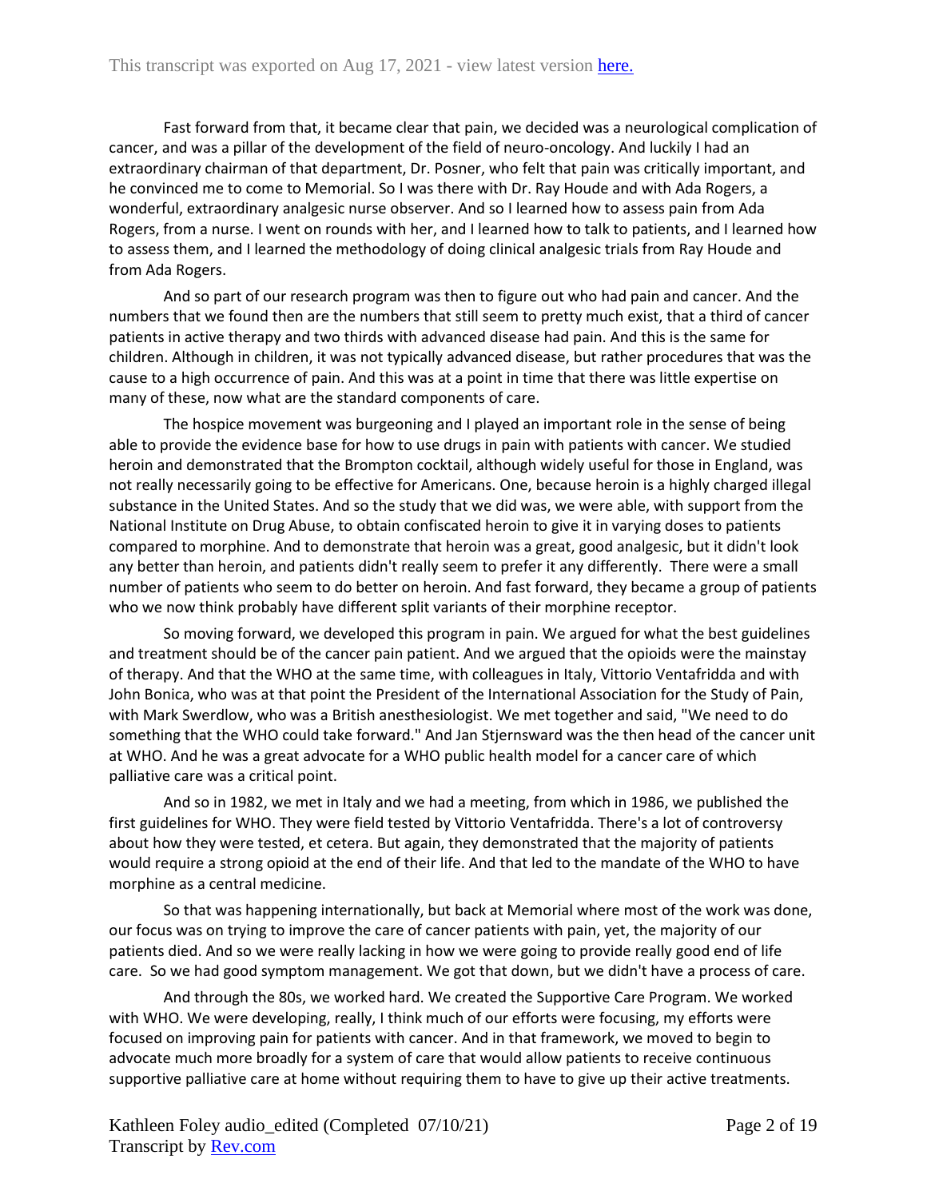Fast forward from that, it became clear that pain, we decided was a neurological complication of cancer, and was a pillar of the development of the field of neuro-oncology. And luckily I had an extraordinary chairman of that department, Dr. Posner, who felt that pain was critically important, and he convinced me to come to Memorial. So I was there with Dr. Ray Houde and with Ada Rogers, a wonderful, extraordinary analgesic nurse observer. And so I learned how to assess pain from Ada Rogers, from a nurse. I went on rounds with her, and I learned how to talk to patients, and I learned how to assess them, and I learned the methodology of doing clinical analgesic trials from Ray Houde and from Ada Rogers.

And so part of our research program was then to figure out who had pain and cancer. And the numbers that we found then are the numbers that still seem to pretty much exist, that a third of cancer patients in active therapy and two thirds with advanced disease had pain. And this is the same for children. Although in children, it was not typically advanced disease, but rather procedures that was the cause to a high occurrence of pain. And this was at a point in time that there was little expertise on many of these, now what are the standard components of care.

The hospice movement was burgeoning and I played an important role in the sense of being able to provide the evidence base for how to use drugs in pain with patients with cancer. We studied heroin and demonstrated that the Brompton cocktail, although widely useful for those in England, was not really necessarily going to be effective for Americans. One, because heroin is a highly charged illegal substance in the United States. And so the study that we did was, we were able, with support from the National Institute on Drug Abuse, to obtain confiscated heroin to give it in varying doses to patients compared to morphine. And to demonstrate that heroin was a great, good analgesic, but it didn't look any better than heroin, and patients didn't really seem to prefer it any differently. There were a small number of patients who seem to do better on heroin. And fast forward, they became a group of patients who we now think probably have different split variants of their morphine receptor.

So moving forward, we developed this program in pain. We argued for what the best guidelines and treatment should be of the cancer pain patient. And we argued that the opioids were the mainstay of therapy. And that the WHO at the same time, with colleagues in Italy, Vittorio Ventafridda and with John Bonica, who was at that point the President of the International Association for the Study of Pain, with Mark Swerdlow, who was a British anesthesiologist. We met together and said, "We need to do something that the WHO could take forward." And Jan Stjernsward was the then head of the cancer unit at WHO. And he was a great advocate for a WHO public health model for a cancer care of which palliative care was a critical point.

And so in 1982, we met in Italy and we had a meeting, from which in 1986, we published the first guidelines for WHO. They were field tested by Vittorio Ventafridda. There's a lot of controversy about how they were tested, et cetera. But again, they demonstrated that the majority of patients would require a strong opioid at the end of their life. And that led to the mandate of the WHO to have morphine as a central medicine.

So that was happening internationally, but back at Memorial where most of the work was done, our focus was on trying to improve the care of cancer patients with pain, yet, the majority of our patients died. And so we were really lacking in how we were going to provide really good end of life care. So we had good symptom management. We got that down, but we didn't have a process of care.

And through the 80s, we worked hard. We created the Supportive Care Program. We worked with WHO. We were developing, really, I think much of our efforts were focusing, my efforts were focused on improving pain for patients with cancer. And in that framework, we moved to begin to advocate much more broadly for a system of care that would allow patients to receive continuous supportive palliative care at home without requiring them to have to give up their active treatments.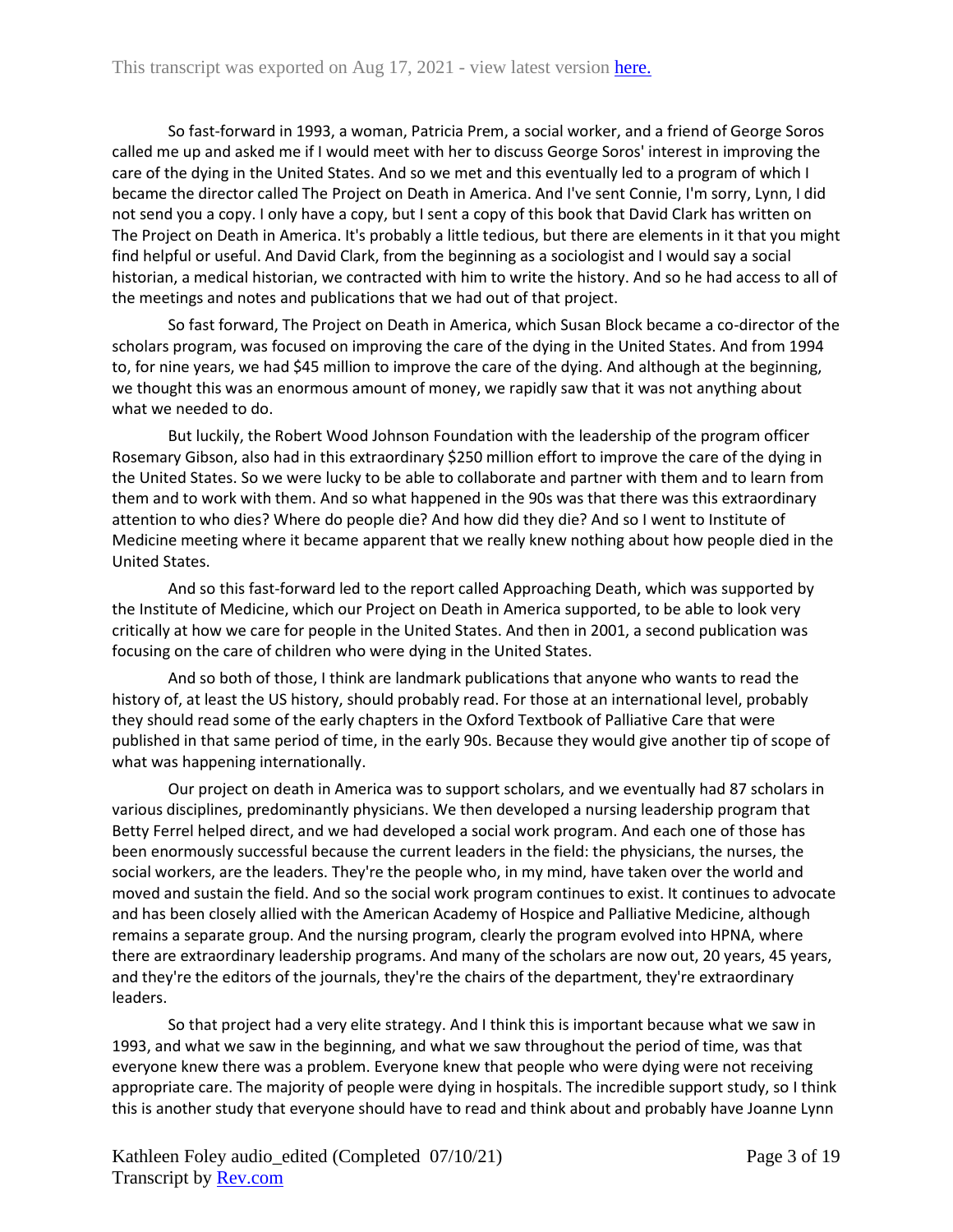So fast-forward in 1993, a woman, Patricia Prem, a social worker, and a friend of George Soros called me up and asked me if I would meet with her to discuss George Soros' interest in improving the care of the dying in the United States. And so we met and this eventually led to a program of which I became the director called The Project on Death in America. And I've sent Connie, I'm sorry, Lynn, I did not send you a copy. I only have a copy, but I sent a copy of this book that David Clark has written on The Project on Death in America. It's probably a little tedious, but there are elements in it that you might find helpful or useful. And David Clark, from the beginning as a sociologist and I would say a social historian, a medical historian, we contracted with him to write the history. And so he had access to all of the meetings and notes and publications that we had out of that project.

So fast forward, The Project on Death in America, which Susan Block became a co-director of the scholars program, was focused on improving the care of the dying in the United States. And from 1994 to, for nine years, we had $45 million to improve the care of the dying. And although at the beginning, we thought this was an enormous amount of money, we rapidly saw that it was not anything about what we needed to do.

But luckily, the Robert Wood Johnson Foundation with the leadership of the program officer Rosemary Gibson, also had in this extraordinary $250 million effort to improve the care of the dying in the United States. So we were lucky to be able to collaborate and partner with them and to learn from them and to work with them. And so what happened in the 90s was that there was this extraordinary attention to who dies? Where do people die? And how did they die? And so I went to Institute of Medicine meeting where it became apparent that we really knew nothing about how people died in the United States.

And so this fast-forward led to the report called Approaching Death, which was supported by the Institute of Medicine, which our Project on Death in America supported, to be able to look very critically at how we care for people in the United States. And then in 2001, a second publication was focusing on the care of children who were dying in the United States.

And so both of those, I think are landmark publications that anyone who wants to read the history of, at least the US history, should probably read. For those at an international level, probably they should read some of the early chapters in the Oxford Textbook of Palliative Care that were published in that same period of time, in the early 90s. Because they would give another tip of scope of what was happening internationally.

Our project on death in America was to support scholars, and we eventually had 87 scholars in various disciplines, predominantly physicians. We then developed a nursing leadership program that Betty Ferrel helped direct, and we had developed a social work program. And each one of those has been enormously successful because the current leaders in the field: the physicians, the nurses, the social workers, are the leaders. They're the people who, in my mind, have taken over the world and moved and sustain the field. And so the social work program continues to exist. It continues to advocate and has been closely allied with the American Academy of Hospice and Palliative Medicine, although remains a separate group. And the nursing program, clearly the program evolved into HPNA, where there are extraordinary leadership programs. And many of the scholars are now out, 20 years, 45 years, and they're the editors of the journals, they're the chairs of the department, they're extraordinary leaders.

So that project had a very elite strategy. And I think this is important because what we saw in 1993, and what we saw in the beginning, and what we saw throughout the period of time, was that everyone knew there was a problem. Everyone knew that people who were dying were not receiving appropriate care. The majority of people were dying in hospitals. The incredible support study, so I think this is another study that everyone should have to read and think about and probably have Joanne Lynn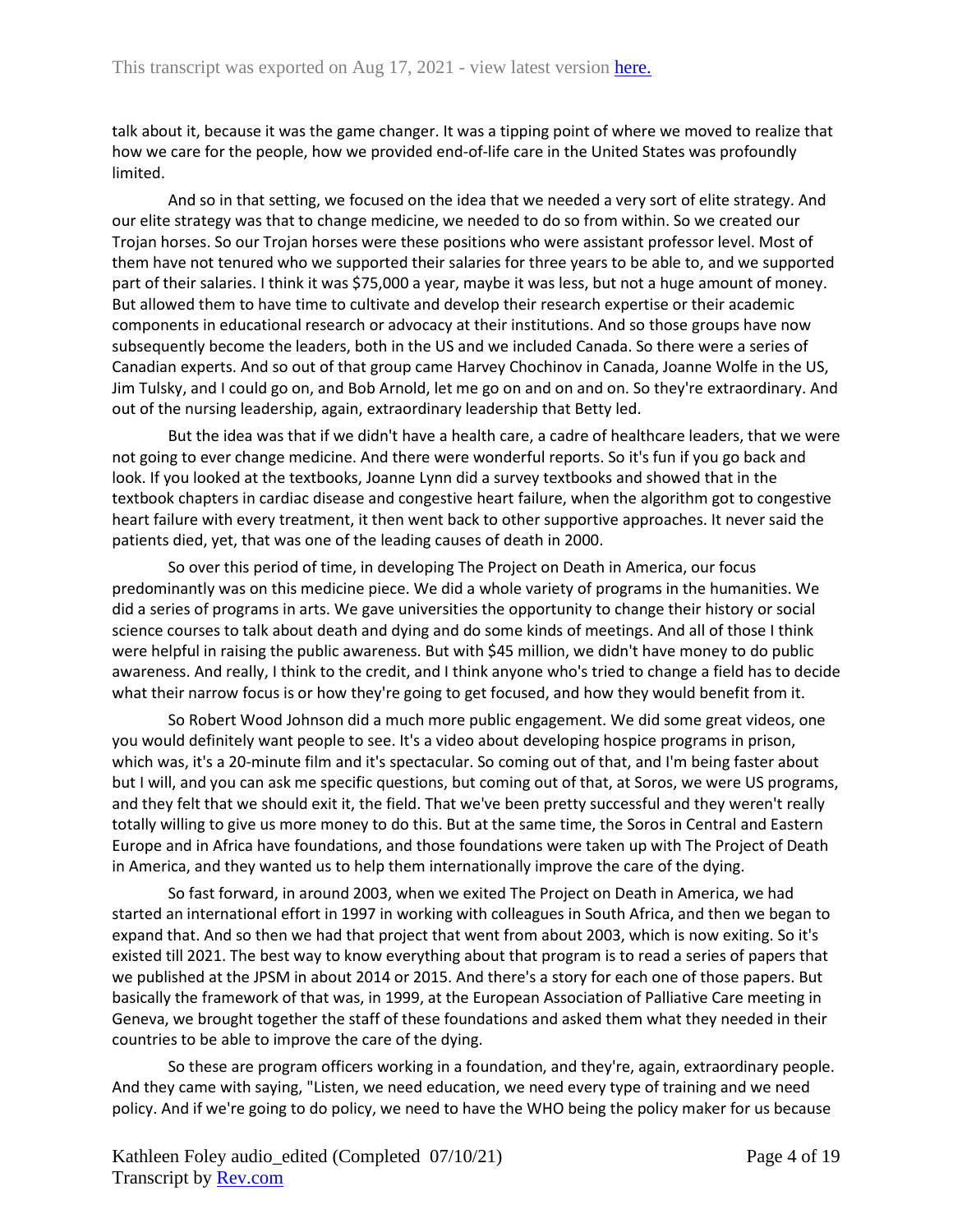talk about it, because it was the game changer. It was a tipping point of where we moved to realize that how we care for the people, how we provided end-of-life care in the United States was profoundly limited.

And so in that setting, we focused on the idea that we needed a very sort of elite strategy. And our elite strategy was that to change medicine, we needed to do so from within. So we created our Trojan horses. So our Trojan horses were these positions who were assistant professor level. Most of them have not tenured who we supported their salaries for three years to be able to, and we supported part of their salaries. I think it was $75,000 a year, maybe it was less, but not a huge amount of money. But allowed them to have time to cultivate and develop their research expertise or their academic components in educational research or advocacy at their institutions. And so those groups have now subsequently become the leaders, both in the US and we included Canada. So there were a series of Canadian experts. And so out of that group came Harvey Chochinov in Canada, Joanne Wolfe in the US, Jim Tulsky, and I could go on, and Bob Arnold, let me go on and on and on. So they're extraordinary. And out of the nursing leadership, again, extraordinary leadership that Betty led.

But the idea was that if we didn't have a health care, a cadre of healthcare leaders, that we were not going to ever change medicine. And there were wonderful reports. So it's fun if you go back and look. If you looked at the textbooks, Joanne Lynn did a survey textbooks and showed that in the textbook chapters in cardiac disease and congestive heart failure, when the algorithm got to congestive heart failure with every treatment, it then went back to other supportive approaches. It never said the patients died, yet, that was one of the leading causes of death in 2000.

So over this period of time, in developing The Project on Death in America, our focus predominantly was on this medicine piece. We did a whole variety of programs in the humanities. We did a series of programs in arts. We gave universities the opportunity to change their history or social science courses to talk about death and dying and do some kinds of meetings. And all of those I think were helpful in raising the public awareness. But with $45 million, we didn't have money to do public awareness. And really, I think to the credit, and I think anyone who's tried to change a field has to decide what their narrow focus is or how they're going to get focused, and how they would benefit from it.

So Robert Wood Johnson did a much more public engagement. We did some great videos, one you would definitely want people to see. It's a video about developing hospice programs in prison, which was, it's a 20-minute film and it's spectacular. So coming out of that, and I'm being faster about but I will, and you can ask me specific questions, but coming out of that, at Soros, we were US programs, and they felt that we should exit it, the field. That we've been pretty successful and they weren't really totally willing to give us more money to do this. But at the same time, the Soros in Central and Eastern Europe and in Africa have foundations, and those foundations were taken up with The Project of Death in America, and they wanted us to help them internationally improve the care of the dying.

So fast forward, in around 2003, when we exited The Project on Death in America, we had started an international effort in 1997 in working with colleagues in South Africa, and then we began to expand that. And so then we had that project that went from about 2003, which is now exiting. So it's existed till 2021. The best way to know everything about that program is to read a series of papers that we published at the JPSM in about 2014 or 2015. And there's a story for each one of those papers. But basically the framework of that was, in 1999, at the European Association of Palliative Care meeting in Geneva, we brought together the staff of these foundations and asked them what they needed in their countries to be able to improve the care of the dying.

So these are program officers working in a foundation, and they're, again, extraordinary people. And they came with saying, "Listen, we need education, we need every type of training and we need policy. And if we're going to do policy, we need to have the WHO being the policy maker for us because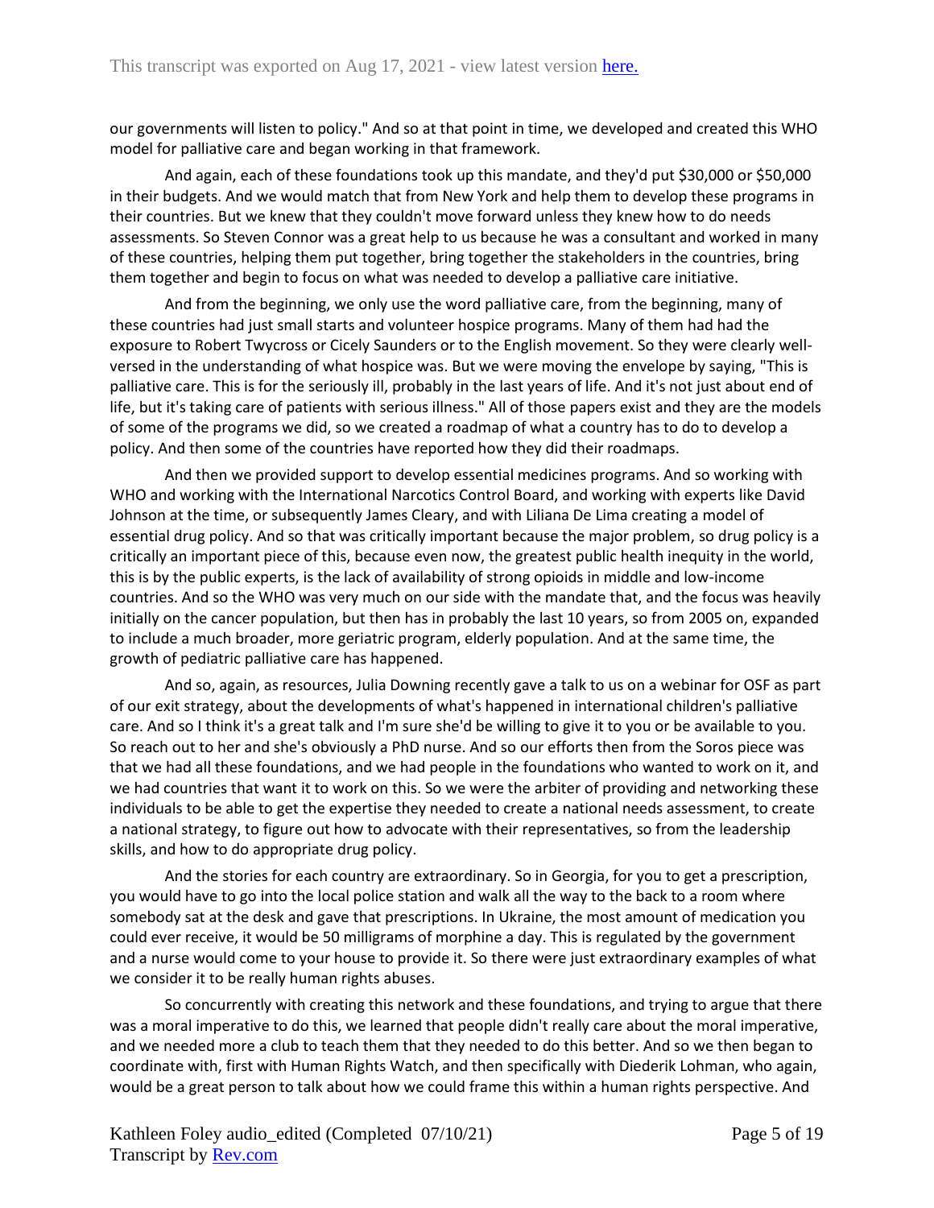our governments will listen to policy." And so at that point in time, we developed and created this WHO model for palliative care and began working in that framework.

And again, each of these foundations took up this mandate, and they'd put $30,000 or $50,000 in their budgets. And we would match that from New York and help them to develop these programs in their countries. But we knew that they couldn't move forward unless they knew how to do needs assessments. So Steven Connor was a great help to us because he was a consultant and worked in many of these countries, helping them put together, bring together the stakeholders in the countries, bring them together and begin to focus on what was needed to develop a palliative care initiative.

And from the beginning, we only use the word palliative care, from the beginning, many of these countries had just small starts and volunteer hospice programs. Many of them had had the exposure to Robert Twycross or Cicely Saunders or to the English movement. So they were clearly well-versed in the understanding of what hospice was. But we were moving the envelope by saying, "This is palliative care. This is for the seriously ill, probably in the last years of life. And it's not just about end of life, but it's taking care of patients with serious illness." All of those papers exist and they are the models of some of the programs we did, so we created a roadmap of what a country has to do to develop a policy. And then some of the countries have reported how they did their roadmaps.

And then we provided support to develop essential medicines programs. And so working with WHO and working with the International Narcotics Control Board, and working with experts like David Johnson at the time, or subsequently James Cleary, and with Liliana De Lima creating a model of essential drug policy. And so that was critically important because the major problem, so drug policy is a critically an important piece of this, because even now, the greatest public health inequity in the world, this is by the public experts, is the lack of availability of strong opioids in middle and low-income countries. And so the WHO was very much on our side with the mandate that, and the focus was heavily initially on the cancer population, but then has in probably the last 10 years, so from 2005 on, expanded to include a much broader, more geriatric program, elderly population. And at the same time, the growth of pediatric palliative care has happened.

And so, again, as resources, Julia Downing recently gave a talk to us on a webinar for OSF as part of our exit strategy, about the developments of what's happened in international children's palliative care. And so I think it's a great talk and I'm sure she'd be willing to give it to you or be available to you. So reach out to her and she's obviously a PhD nurse. And so our efforts then from the Soros piece was that we had all these foundations, and we had people in the foundations who wanted to work on it, and we had countries that want it to work on this. So we were the arbiter of providing and networking these individuals to be able to get the expertise they needed to create a national needs assessment, to create a national strategy, to figure out how to advocate with their representatives, so from the leadership skills, and how to do appropriate drug policy.

And the stories for each country are extraordinary. So in Georgia, for you to get a prescription, you would have to go into the local police station and walk all the way to the back to a room where somebody sat at the desk and gave that prescriptions. In Ukraine, the most amount of medication you could ever receive, it would be 50 milligrams of morphine a day. This is regulated by the government and a nurse would come to your house to provide it. So there were just extraordinary examples of what we consider it to be really human rights abuses.

So concurrently with creating this network and these foundations, and trying to argue that there was a moral imperative to do this, we learned that people didn't really care about the moral imperative, and we needed more a club to teach them that they needed to do this better. And so we then began to coordinate with, first with Human Rights Watch, and then specifically with Diederik Lohman, who again, would be a great person to talk about how we could frame this within a human rights perspective. And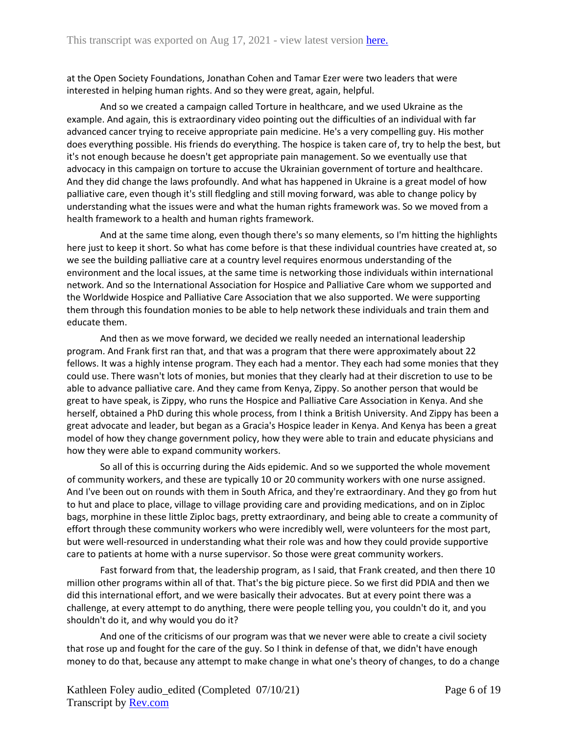at the Open Society Foundations, Jonathan Cohen and Tamar Ezer were two leaders that were interested in helping human rights. And so they were great, again, helpful.

And so we created a campaign called Torture in healthcare, and we used Ukraine as the example. And again, this is extraordinary video pointing out the difficulties of an individual with far advanced cancer trying to receive appropriate pain medicine. He's a very compelling guy. His mother does everything possible. His friends do everything. The hospice is taken care of, try to help the best, but it's not enough because he doesn't get appropriate pain management. So we eventually use that advocacy in this campaign on torture to accuse the Ukrainian government of torture and healthcare. And they did change the laws profoundly. And what has happened in Ukraine is a great model of how palliative care, even though it's still fledgling and still moving forward, was able to change policy by understanding what the issues were and what the human rights framework was. So we moved from a health framework to a health and human rights framework.

And at the same time along, even though there's so many elements, so I'm hitting the highlights here just to keep it short. So what has come before is that these individual countries have created at, so we see the building palliative care at a country level requires enormous understanding of the environment and the local issues, at the same time is networking those individuals within international network. And so the International Association for Hospice and Palliative Care whom we supported and the Worldwide Hospice and Palliative Care Association that we also supported. We were supporting them through this foundation monies to be able to help network these individuals and train them and educate them.

And then as we move forward, we decided we really needed an international leadership program. And Frank first ran that, and that was a program that there were approximately about 22 fellows. It was a highly intense program. They each had a mentor. They each had some monies that they could use. There wasn't lots of monies, but monies that they clearly had at their discretion to use to be able to advance palliative care. And they came from Kenya, Zippy. So another person that would be great to have speak, is Zippy, who runs the Hospice and Palliative Care Association in Kenya. And she herself, obtained a PhD during this whole process, from I think a British University. And Zippy has been a great advocate and leader, but began as a Gracia's Hospice leader in Kenya. And Kenya has been a great model of how they change government policy, how they were able to train and educate physicians and how they were able to expand community workers.

So all of this is occurring during the Aids epidemic. And so we supported the whole movement of community workers, and these are typically 10 or 20 community workers with one nurse assigned. And I've been out on rounds with them in South Africa, and they're extraordinary. And they go from hut to hut and place to place, village to village providing care and providing medications, and on in Ziploc bags, morphine in these little Ziploc bags, pretty extraordinary, and being able to create a community of effort through these community workers who were incredibly well, were volunteers for the most part, but were well-resourced in understanding what their role was and how they could provide supportive care to patients at home with a nurse supervisor. So those were great community workers.

Fast forward from that, the leadership program, as I said, that Frank created, and then there 10 million other programs within all of that. That's the big picture piece. So we first did PDIA and then we did this international effort, and we were basically their advocates. But at every point there was a challenge, at every attempt to do anything, there were people telling you, you couldn't do it, and you shouldn't do it, and why would you do it?

And one of the criticisms of our program was that we never were able to create a civil society that rose up and fought for the care of the guy. So I think in defense of that, we didn't have enough money to do that, because any attempt to make change in what one's theory of changes, to do a change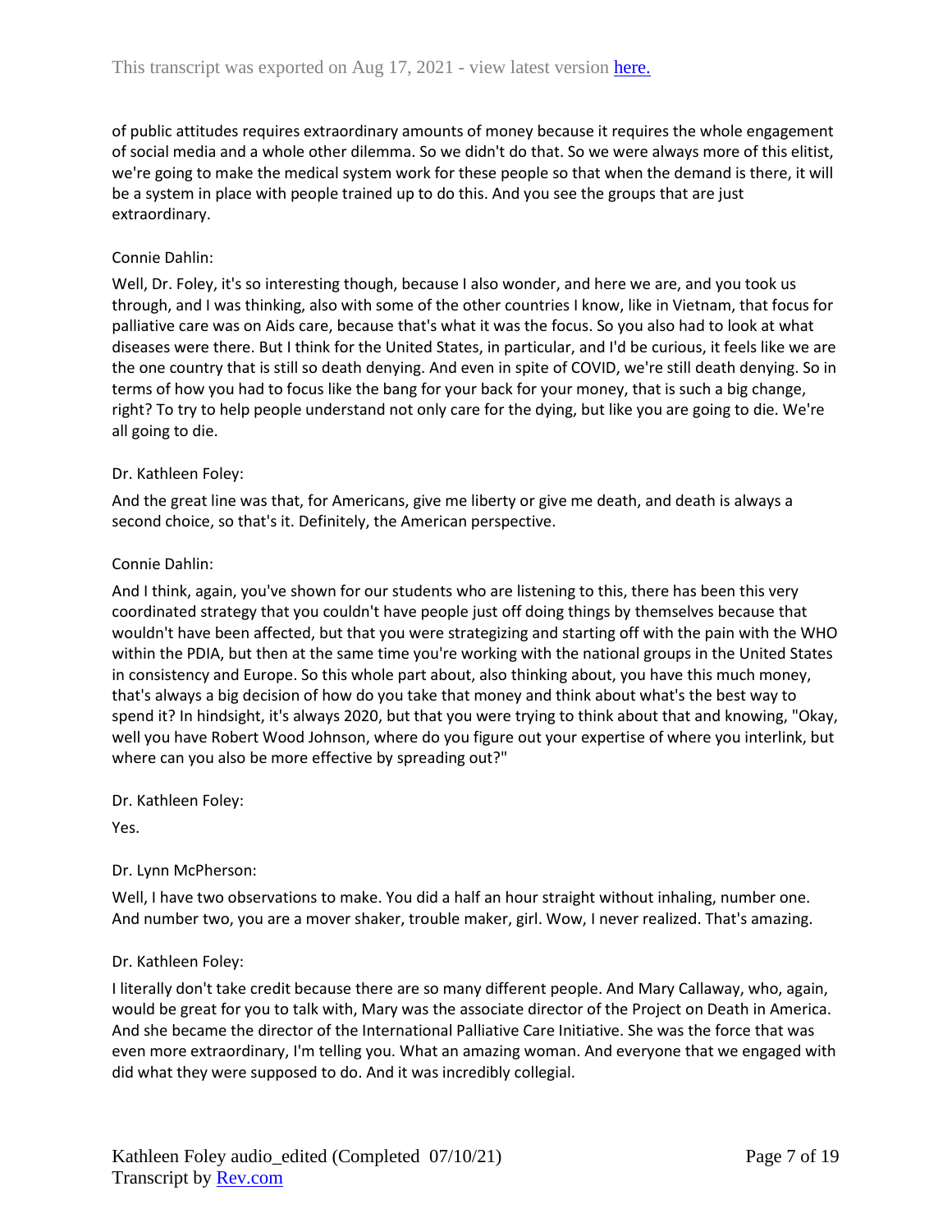of public attitudes requires extraordinary amounts of money because it requires the whole engagement of social media and a whole other dilemma. So we didn't do that. So we were always more of this elitist, we're going to make the medical system work for these people so that when the demand is there, it will be a system in place with people trained up to do this. And you see the groups that are just extraordinary.

Connie Dahlin:

Well, Dr. Foley, it's so interesting though, because I also wonder, and here we are, and you took us through, and I was thinking, also with some of the other countries I know, like in Vietnam, that focus for palliative care was on Aids care, because that's what it was the focus. So you also had to look at what diseases were there. But I think for the United States, in particular, and I'd be curious, it feels like we are the one country that is still so death denying. And even in spite of COVID, we're still death denying. So in terms of how you had to focus like the bang for your back for your money, that is such a big change, right? To try to help people understand not only care for the dying, but like you are going to die. We're all going to die.

Dr. Kathleen Foley:

And the great line was that, for Americans, give me liberty or give me death, and death is always a second choice, so that's it. Definitely, the American perspective.

Connie Dahlin:

And I think, again, you've shown for our students who are listening to this, there has been this very coordinated strategy that you couldn't have people just off doing things by themselves because that wouldn't have been affected, but that you were strategizing and starting off with the pain with the WHO within the PDIA, but then at the same time you're working with the national groups in the United States in consistency and Europe. So this whole part about, also thinking about, you have this much money, that's always a big decision of how do you take that money and think about what's the best way to spend it? In hindsight, it's always 2020, but that you were trying to think about that and knowing, "Okay, well you have Robert Wood Johnson, where do you figure out your expertise of where you interlink, but where can you also be more effective by spreading out?"

Dr. Kathleen Foley:

Yes.

Dr. Lynn McPherson:

Well, I have two observations to make. You did a half an hour straight without inhaling, number one. And number two, you are a mover shaker, trouble maker, girl. Wow, I never realized. That's amazing.

Dr. Kathleen Foley:

I literally don't take credit because there are so many different people. And Mary Callaway, who, again, would be great for you to talk with, Mary was the associate director of the Project on Death in America. And she became the director of the International Palliative Care Initiative. She was the force that was even more extraordinary, I'm telling you. What an amazing woman. And everyone that we engaged with did what they were supposed to do. And it was incredibly collegial.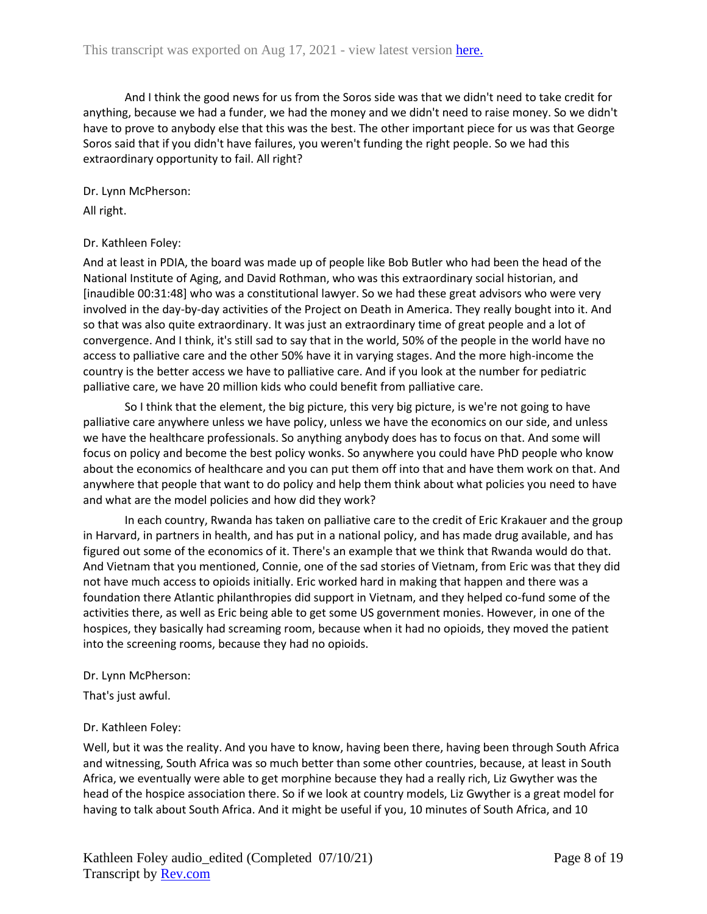And I think the good news for us from the Soros side was that we didn't need to take credit for anything, because we had a funder, we had the money and we didn't need to raise money. So we didn't have to prove to anybody else that this was the best. The other important piece for us was that George Soros said that if you didn't have failures, you weren't funding the right people. So we had this extraordinary opportunity to fail. All right?

Dr. Lynn McPherson:

All right.

Dr. Kathleen Foley:

And at least in PDIA, the board was made up of people like Bob Butler who had been the head of the National Institute of Aging, and David Rothman, who was this extraordinary social historian, and [inaudible 00:31:48] who was a constitutional lawyer. So we had these great advisors who were very involved in the day-by-day activities of the Project on Death in America. They really bought into it. And so that was also quite extraordinary. It was just an extraordinary time of great people and a lot of convergence. And I think, it's still sad to say that in the world, 50% of the people in the world have no access to palliative care and the other 50% have it in varying stages. And the more high-income the country is the better access we have to palliative care. And if you look at the number for pediatric palliative care, we have 20 million kids who could benefit from palliative care.

So I think that the element, the big picture, this very big picture, is we're not going to have palliative care anywhere unless we have policy, unless we have the economics on our side, and unless we have the healthcare professionals. So anything anybody does has to focus on that. And some will focus on policy and become the best policy wonks. So anywhere you could have PhD people who know about the economics of healthcare and you can put them off into that and have them work on that. And anywhere that people that want to do policy and help them think about what policies you need to have and what are the model policies and how did they work?

In each country, Rwanda has taken on palliative care to the credit of Eric Krakauer and the group in Harvard, in partners in health, and has put in a national policy, and has made drug available, and has figured out some of the economics of it. There's an example that we think that Rwanda would do that. And Vietnam that you mentioned, Connie, one of the sad stories of Vietnam, from Eric was that they did not have much access to opioids initially. Eric worked hard in making that happen and there was a foundation there Atlantic philanthropies did support in Vietnam, and they helped co-fund some of the activities there, as well as Eric being able to get some US government monies. However, in one of the hospices, they basically had screaming room, because when it had no opioids, they moved the patient into the screening rooms, because they had no opioids.

Dr. Lynn McPherson:

That's just awful.

Dr. Kathleen Foley:

Well, but it was the reality. And you have to know, having been there, having been through South Africa and witnessing, South Africa was so much better than some other countries, because, at least in South Africa, we eventually were able to get morphine because they had a really rich, Liz Gwyther was the head of the hospice association there. So if we look at country models, Liz Gwyther is a great model for having to talk about South Africa. And it might be useful if you, 10 minutes of South Africa, and 10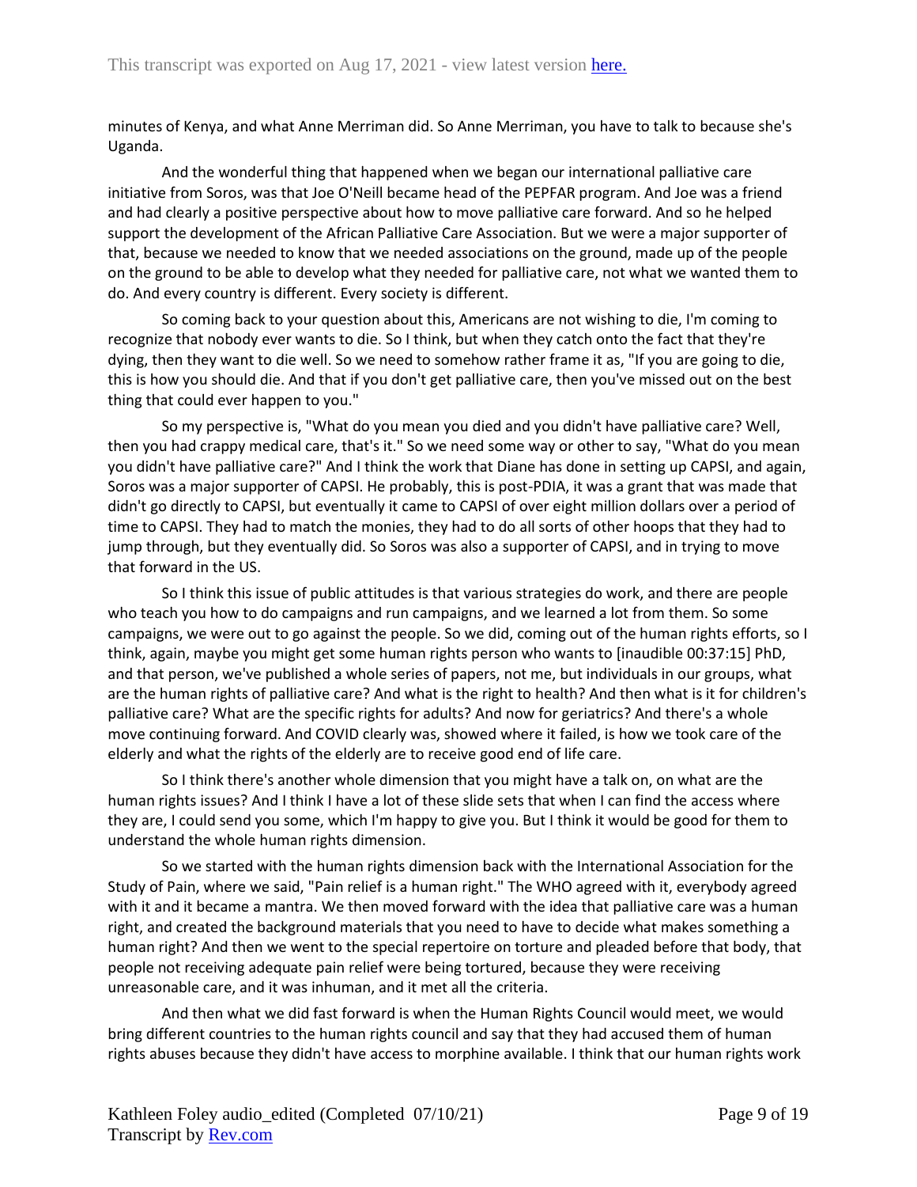minutes of Kenya, and what Anne Merriman did. So Anne Merriman, you have to talk to because she's Uganda.

And the wonderful thing that happened when we began our international palliative care initiative from Soros, was that Joe O'Neill became head of the PEPFAR program. And Joe was a friend and had clearly a positive perspective about how to move palliative care forward. And so he helped support the development of the African Palliative Care Association. But we were a major supporter of that, because we needed to know that we needed associations on the ground, made up of the people on the ground to be able to develop what they needed for palliative care, not what we wanted them to do. And every country is different. Every society is different.

So coming back to your question about this, Americans are not wishing to die, I'm coming to recognize that nobody ever wants to die. So I think, but when they catch onto the fact that they're dying, then they want to die well. So we need to somehow rather frame it as, "If you are going to die, this is how you should die. And that if you don't get palliative care, then you've missed out on the best thing that could ever happen to you."

So my perspective is, "What do you mean you died and you didn't have palliative care? Well, then you had crappy medical care, that's it." So we need some way or other to say, "What do you mean you didn't have palliative care?" And I think the work that Diane has done in setting up CAPSI, and again, Soros was a major supporter of CAPSI. He probably, this is post-PDIA, it was a grant that was made that didn't go directly to CAPSI, but eventually it came to CAPSI of over eight million dollars over a period of time to CAPSI. They had to match the monies, they had to do all sorts of other hoops that they had to jump through, but they eventually did. So Soros was also a supporter of CAPSI, and in trying to move that forward in the US.

So I think this issue of public attitudes is that various strategies do work, and there are people who teach you how to do campaigns and run campaigns, and we learned a lot from them. So some campaigns, we were out to go against the people. So we did, coming out of the human rights efforts, so I think, again, maybe you might get some human rights person who wants to [inaudible 00:37:15] PhD, and that person, we've published a whole series of papers, not me, but individuals in our groups, what are the human rights of palliative care? And what is the right to health? And then what is it for children's palliative care? What are the specific rights for adults? And now for geriatrics? And there's a whole move continuing forward. And COVID clearly was, showed where it failed, is how we took care of the elderly and what the rights of the elderly are to receive good end of life care.

So I think there's another whole dimension that you might have a talk on, on what are the human rights issues? And I think I have a lot of these slide sets that when I can find the access where they are, I could send you some, which I'm happy to give you. But I think it would be good for them to understand the whole human rights dimension.

So we started with the human rights dimension back with the International Association for the Study of Pain, where we said, "Pain relief is a human right." The WHO agreed with it, everybody agreed with it and it became a mantra. We then moved forward with the idea that palliative care was a human right, and created the background materials that you need to have to decide what makes something a human right? And then we went to the special repertoire on torture and pleaded before that body, that people not receiving adequate pain relief were being tortured, because they were receiving unreasonable care, and it was inhuman, and it met all the criteria.

And then what we did fast forward is when the Human Rights Council would meet, we would bring different countries to the human rights council and say that they had accused them of human rights abuses because they didn't have access to morphine available. I think that our human rights work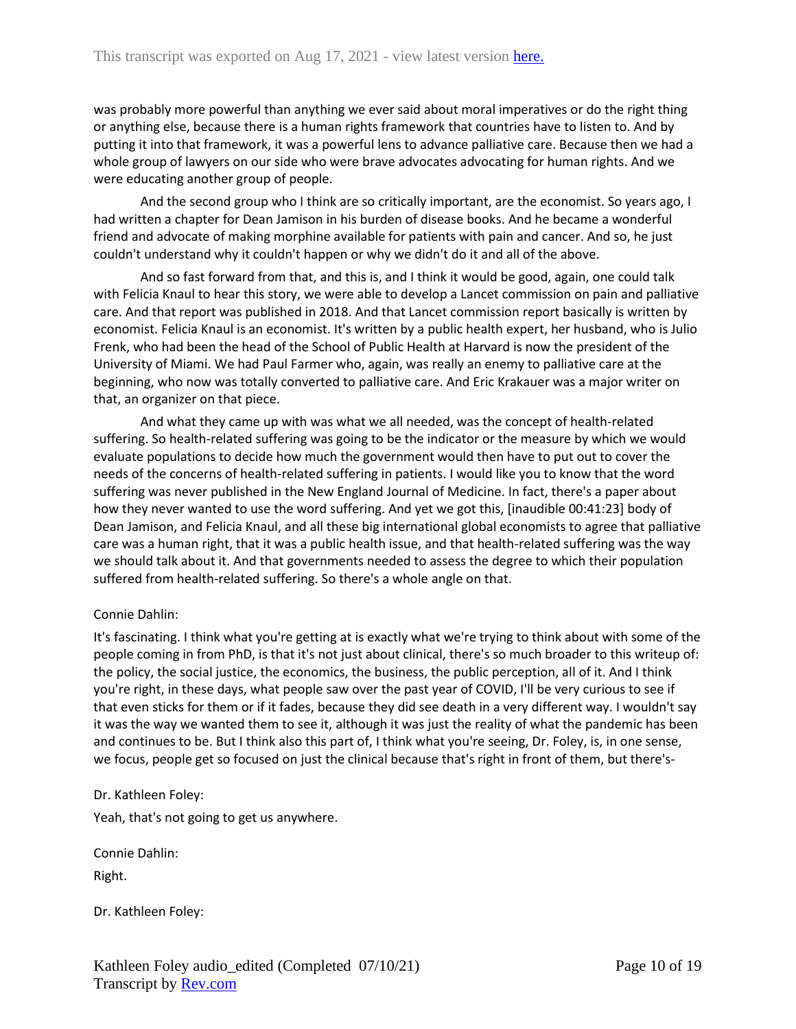was probably more powerful than anything we ever said about moral imperatives or do the right thing or anything else, because there is a human rights framework that countries have to listen to. And by putting it into that framework, it was a powerful lens to advance palliative care. Because then we had a whole group of lawyers on our side who were brave advocates advocating for human rights. And we were educating another group of people.

And the second group who I think are so critically important, are the economist. So years ago, I had written a chapter for Dean Jamison in his burden of disease books. And he became a wonderful friend and advocate of making morphine available for patients with pain and cancer. And so, he just couldn't understand why it couldn't happen or why we didn't do it and all of the above.

And so fast forward from that, and this is, and I think it would be good, again, one could talk with Felicia Knaul to hear this story, we were able to develop a Lancet commission on pain and palliative care. And that report was published in 2018. And that Lancet commission report basically is written by economist. Felicia Knaul is an economist. It's written by a public health expert, her husband, who is Julio Frenk, who had been the head of the School of Public Health at Harvard is now the president of the University of Miami. We had Paul Farmer who, again, was really an enemy to palliative care at the beginning, who now was totally converted to palliative care. And Eric Krakauer was a major writer on that, an organizer on that piece.

And what they came up with was what we all needed, was the concept of health-related suffering. So health-related suffering was going to be the indicator or the measure by which we would evaluate populations to decide how much the government would then have to put out to cover the needs of the concerns of health-related suffering in patients. I would like you to know that the word suffering was never published in the New England Journal of Medicine. In fact, there's a paper about how they never wanted to use the word suffering. And yet we got this, [inaudible 00:41:23] body of Dean Jamison, and Felicia Knaul, and all these big international global economists to agree that palliative care was a human right, that it was a public health issue, and that health-related suffering was the way we should talk about it. And that governments needed to assess the degree to which their population suffered from health-related suffering. So there's a whole angle on that.

Connie Dahlin:

It's fascinating. I think what you're getting at is exactly what we're trying to think about with some of the people coming in from PhD, is that it's not just about clinical, there's so much broader to this writeup of: the policy, the social justice, the economics, the business, the public perception, all of it. And I think you're right, in these days, what people saw over the past year of COVID, I'll be very curious to see if that even sticks for them or if it fades, because they did see death in a very different way. I wouldn't say it was the way we wanted them to see it, although it was just the reality of what the pandemic has been and continues to be. But I think also this part of, I think what you're seeing, Dr. Foley, is, in one sense, we focus, people get so focused on just the clinical because that's right in front of them, but there's-

Dr. Kathleen Foley:

Yeah, that's not going to get us anywhere.

Connie Dahlin:

Right.

Dr. Kathleen Foley: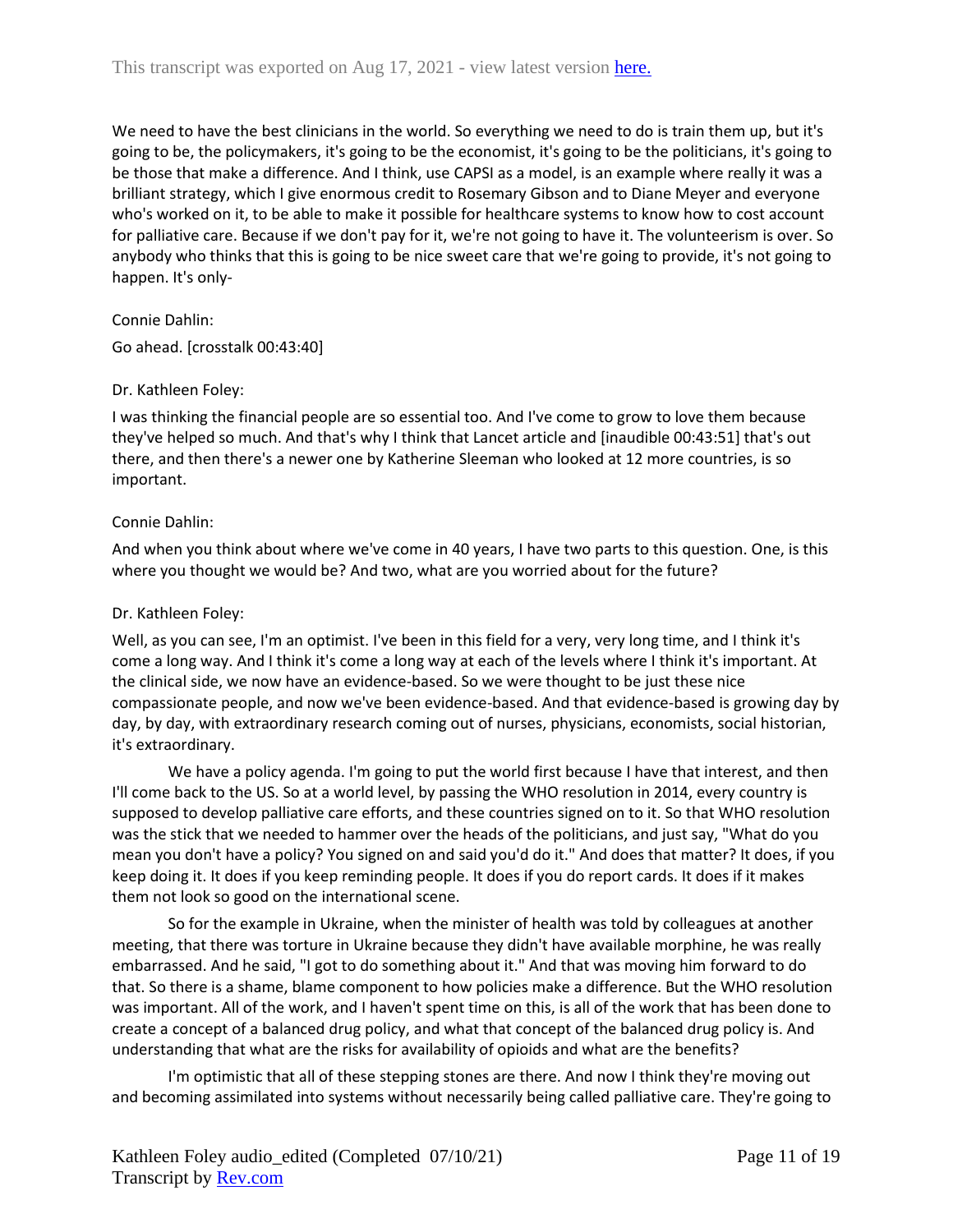We need to have the best clinicians in the world. So everything we need to do is train them up, but it's going to be, the policymakers, it's going to be the economist, it's going to be the politicians, it's going to be those that make a difference. And I think, use CAPSI as a model, is an example where really it was a brilliant strategy, which I give enormous credit to Rosemary Gibson and to Diane Meyer and everyone who's worked on it, to be able to make it possible for healthcare systems to know how to cost account for palliative care. Because if we don't pay for it, we're not going to have it. The volunteerism is over. So anybody who thinks that this is going to be nice sweet care that we're going to provide, it's not going to happen. It's only-

Connie Dahlin:

Go ahead. [crosstalk 00:43:40]

Dr. Kathleen Foley:

I was thinking the financial people are so essential too. And I've come to grow to love them because they've helped so much. And that's why I think that Lancet article and [inaudible 00:43:51] that's out there, and then there's a newer one by Katherine Sleeman who looked at 12 more countries, is so important.

Connie Dahlin:

And when you think about where we've come in 40 years, I have two parts to this question. One, is this where you thought we would be? And two, what are you worried about for the future?

Dr. Kathleen Foley:

Well, as you can see, I'm an optimist. I've been in this field for a very, very long time, and I think it's come a long way. And I think it's come a long way at each of the levels where I think it's important. At the clinical side, we now have an evidence-based. So we were thought to be just these nice compassionate people, and now we've been evidence-based. And that evidence-based is growing day by day, by day, with extraordinary research coming out of nurses, physicians, economists, social historian, it's extraordinary.

We have a policy agenda. I'm going to put the world first because I have that interest, and then I'll come back to the US. So at a world level, by passing the WHO resolution in 2014, every country is supposed to develop palliative care efforts, and these countries signed on to it. So that WHO resolution was the stick that we needed to hammer over the heads of the politicians, and just say, "What do you mean you don't have a policy? You signed on and said you'd do it." And does that matter? It does, if you keep doing it. It does if you keep reminding people. It does if you do report cards. It does if it makes them not look so good on the international scene.

So for the example in Ukraine, when the minister of health was told by colleagues at another meeting, that there was torture in Ukraine because they didn't have available morphine, he was really embarrassed. And he said, "I got to do something about it." And that was moving him forward to do that. So there is a shame, blame component to how policies make a difference. But the WHO resolution was important. All of the work, and I haven't spent time on this, is all of the work that has been done to create a concept of a balanced drug policy, and what that concept of the balanced drug policy is. And understanding that what are the risks for availability of opioids and what are the benefits?

I'm optimistic that all of these stepping stones are there. And now I think they're moving out and becoming assimilated into systems without necessarily being called palliative care. They're going to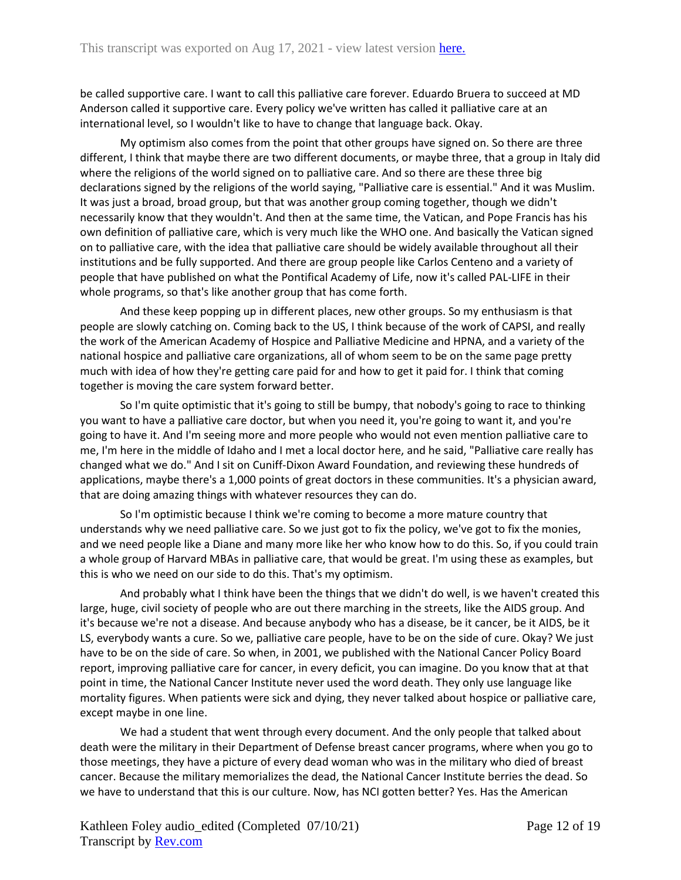be called supportive care. I want to call this palliative care forever. Eduardo Bruera to succeed at MD Anderson called it supportive care. Every policy we've written has called it palliative care at an international level, so I wouldn't like to have to change that language back. Okay.

My optimism also comes from the point that other groups have signed on. So there are three different, I think that maybe there are two different documents, or maybe three, that a group in Italy did where the religions of the world signed on to palliative care. And so there are these three big declarations signed by the religions of the world saying, "Palliative care is essential." And it was Muslim. It was just a broad, broad group, but that was another group coming together, though we didn't necessarily know that they wouldn't. And then at the same time, the Vatican, and Pope Francis has his own definition of palliative care, which is very much like the WHO one. And basically the Vatican signed on to palliative care, with the idea that palliative care should be widely available throughout all their institutions and be fully supported. And there are group people like Carlos Centeno and a variety of people that have published on what the Pontifical Academy of Life, now it's called PAL-LIFE in their whole programs, so that's like another group that has come forth.

And these keep popping up in different places, new other groups. So my enthusiasm is that people are slowly catching on. Coming back to the US, I think because of the work of CAPSI, and really the work of the American Academy of Hospice and Palliative Medicine and HPNA, and a variety of the national hospice and palliative care organizations, all of whom seem to be on the same page pretty much with idea of how they're getting care paid for and how to get it paid for. I think that coming together is moving the care system forward better.

So I'm quite optimistic that it's going to still be bumpy, that nobody's going to race to thinking you want to have a palliative care doctor, but when you need it, you're going to want it, and you're going to have it. And I'm seeing more and more people who would not even mention palliative care to me, I'm here in the middle of Idaho and I met a local doctor here, and he said, "Palliative care really has changed what we do." And I sit on Cuniff-Dixon Award Foundation, and reviewing these hundreds of applications, maybe there's a 1,000 points of great doctors in these communities. It's a physician award, that are doing amazing things with whatever resources they can do.

So I'm optimistic because I think we're coming to become a more mature country that understands why we need palliative care. So we just got to fix the policy, we've got to fix the monies, and we need people like a Diane and many more like her who know how to do this. So, if you could train a whole group of Harvard MBAs in palliative care, that would be great. I'm using these as examples, but this is who we need on our side to do this. That's my optimism.

And probably what I think have been the things that we didn't do well, is we haven't created this large, huge, civil society of people who are out there marching in the streets, like the AIDS group. And it's because we're not a disease. And because anybody who has a disease, be it cancer, be it AIDS, be it LS, everybody wants a cure. So we, palliative care people, have to be on the side of cure. Okay? We just have to be on the side of care. So when, in 2001, we published with the National Cancer Policy Board report, improving palliative care for cancer, in every deficit, you can imagine. Do you know that at that point in time, the National Cancer Institute never used the word death. They only use language like mortality figures. When patients were sick and dying, they never talked about hospice or palliative care, except maybe in one line.

We had a student that went through every document. And the only people that talked about death were the military in their Department of Defense breast cancer programs, where when you go to those meetings, they have a picture of every dead woman who was in the military who died of breast cancer. Because the military memorializes the dead, the National Cancer Institute berries the dead. So we have to understand that this is our culture. Now, has NCI gotten better? Yes. Has the American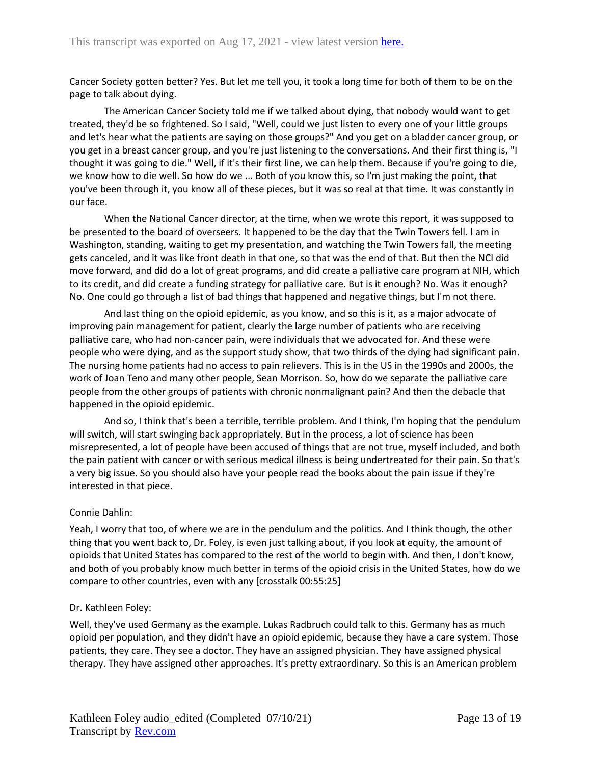Cancer Society gotten better? Yes. But let me tell you, it took a long time for both of them to be on the page to talk about dying.

The American Cancer Society told me if we talked about dying, that nobody would want to get treated, they'd be so frightened. So I said, "Well, could we just listen to every one of your little groups and let's hear what the patients are saying on those groups?" And you get on a bladder cancer group, or you get in a breast cancer group, and you're just listening to the conversations. And their first thing is, "I thought it was going to die." Well, if it's their first line, we can help them. Because if you're going to die, we know how to die well. So how do we ... Both of you know this, so I'm just making the point, that you've been through it, you know all of these pieces, but it was so real at that time. It was constantly in our face.

When the National Cancer director, at the time, when we wrote this report, it was supposed to be presented to the board of overseers. It happened to be the day that the Twin Towers fell. I am in Washington, standing, waiting to get my presentation, and watching the Twin Towers fall, the meeting gets canceled, and it was like front death in that one, so that was the end of that. But then the NCI did move forward, and did do a lot of great programs, and did create a palliative care program at NIH, which to its credit, and did create a funding strategy for palliative care. But is it enough? No. Was it enough? No. One could go through a list of bad things that happened and negative things, but I'm not there.

And last thing on the opioid epidemic, as you know, and so this is it, as a major advocate of improving pain management for patient, clearly the large number of patients who are receiving palliative care, who had non-cancer pain, were individuals that we advocated for. And these were people who were dying, and as the support study show, that two thirds of the dying had significant pain. The nursing home patients had no access to pain relievers. This is in the US in the 1990s and 2000s, the work of Joan Teno and many other people, Sean Morrison. So, how do we separate the palliative care people from the other groups of patients with chronic nonmalignant pain? And then the debacle that happened in the opioid epidemic.

And so, I think that's been a terrible, terrible problem. And I think, I'm hoping that the pendulum will switch, will start swinging back appropriately. But in the process, a lot of science has been misrepresented, a lot of people have been accused of things that are not true, myself included, and both the pain patient with cancer or with serious medical illness is being undertreated for their pain. So that's a very big issue. So you should also have your people read the books about the pain issue if they're interested in that piece.

Connie Dahlin:

Yeah, I worry that too, of where we are in the pendulum and the politics. And I think though, the other thing that you went back to, Dr. Foley, is even just talking about, if you look at equity, the amount of opioids that United States has compared to the rest of the world to begin with. And then, I don't know, and both of you probably know much better in terms of the opioid crisis in the United States, how do we compare to other countries, even with any [crosstalk 00:55:25]

Dr. Kathleen Foley:

Well, they've used Germany as the example. Lukas Radbruch could talk to this. Germany has as much opioid per population, and they didn't have an opioid epidemic, because they have a care system. Those patients, they care. They see a doctor. They have an assigned physician. They have assigned physical therapy. They have assigned other approaches. It's pretty extraordinary. So this is an American problem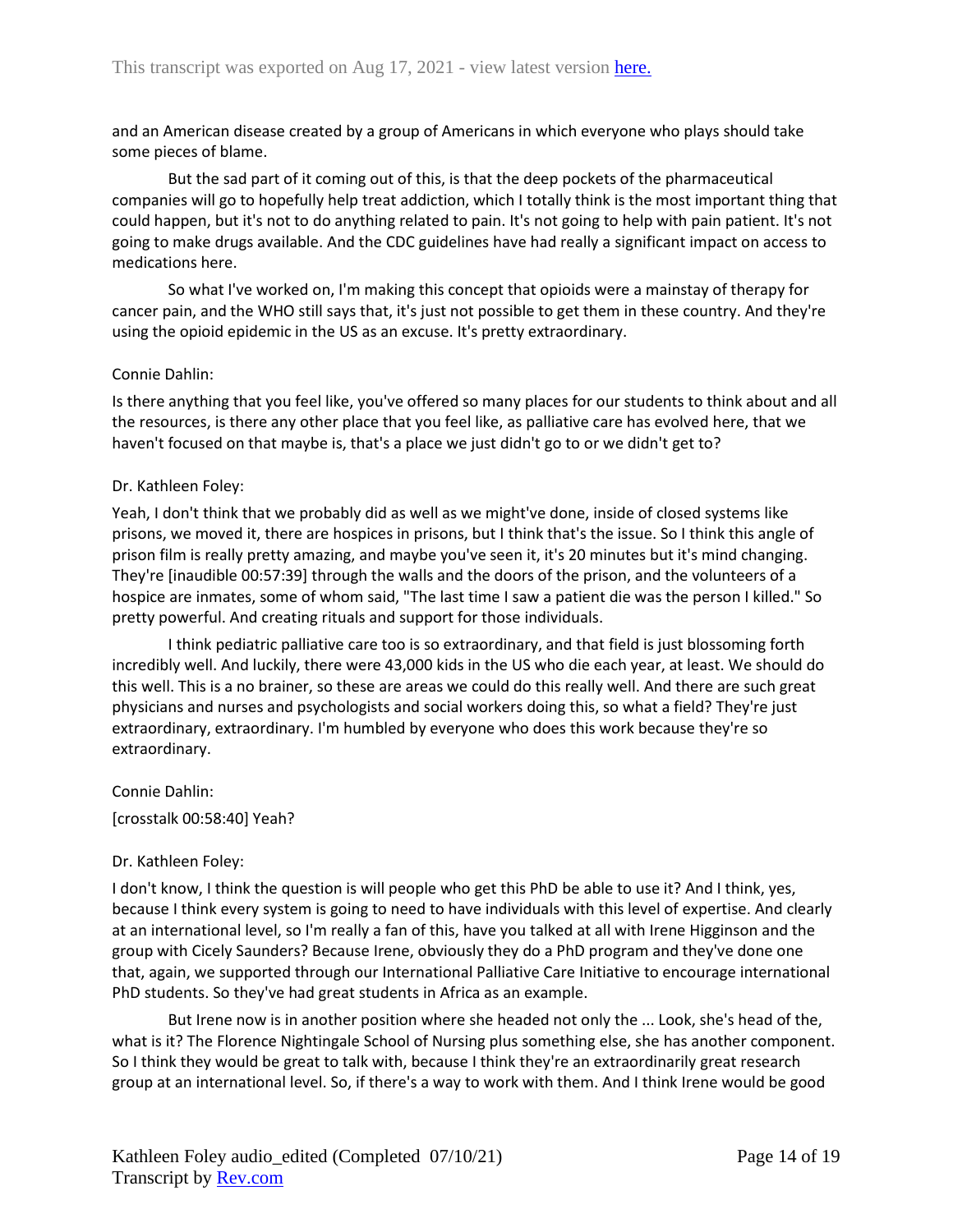and an American disease created by a group of Americans in which everyone who plays should take some pieces of blame.

But the sad part of it coming out of this, is that the deep pockets of the pharmaceutical companies will go to hopefully help treat addiction, which I totally think is the most important thing that could happen, but it's not to do anything related to pain. It's not going to help with pain patient. It's not going to make drugs available. And the CDC guidelines have had really a significant impact on access to medications here.

So what I've worked on, I'm making this concept that opioids were a mainstay of therapy for cancer pain, and the WHO still says that, it's just not possible to get them in these country. And they're using the opioid epidemic in the US as an excuse. It's pretty extraordinary.

Connie Dahlin:

Is there anything that you feel like, you've offered so many places for our students to think about and all the resources, is there any other place that you feel like, as palliative care has evolved here, that we haven't focused on that maybe is, that's a place we just didn't go to or we didn't get to?

Dr. Kathleen Foley:

Yeah, I don't think that we probably did as well as we might've done, inside of closed systems like prisons, we moved it, there are hospices in prisons, but I think that's the issue. So I think this angle of prison film is really pretty amazing, and maybe you've seen it, it's 20 minutes but it's mind changing. They're [inaudible 00:57:39] through the walls and the doors of the prison, and the volunteers of a hospice are inmates, some of whom said, "The last time I saw a patient die was the person I killed." So pretty powerful. And creating rituals and support for those individuals.

I think pediatric palliative care too is so extraordinary, and that field is just blossoming forth incredibly well. And luckily, there were 43,000 kids in the US who die each year, at least. We should do this well. This is a no brainer, so these are areas we could do this really well. And there are such great physicians and nurses and psychologists and social workers doing this, so what a field? They're just extraordinary, extraordinary. I'm humbled by everyone who does this work because they're so extraordinary.

Connie Dahlin:

[crosstalk 00:58:40] Yeah?

Dr. Kathleen Foley:

I don't know, I think the question is will people who get this PhD be able to use it? And I think, yes, because I think every system is going to need to have individuals with this level of expertise. And clearly at an international level, so I'm really a fan of this, have you talked at all with Irene Higginson and the group with Cicely Saunders? Because Irene, obviously they do a PhD program and they've done one that, again, we supported through our International Palliative Care Initiative to encourage international PhD students. So they've had great students in Africa as an example.

But Irene now is in another position where she headed not only the ... Look, she's head of the, what is it? The Florence Nightingale School of Nursing plus something else, she has another component. So I think they would be great to talk with, because I think they're an extraordinarily great research group at an international level. So, if there's a way to work with them. And I think Irene would be good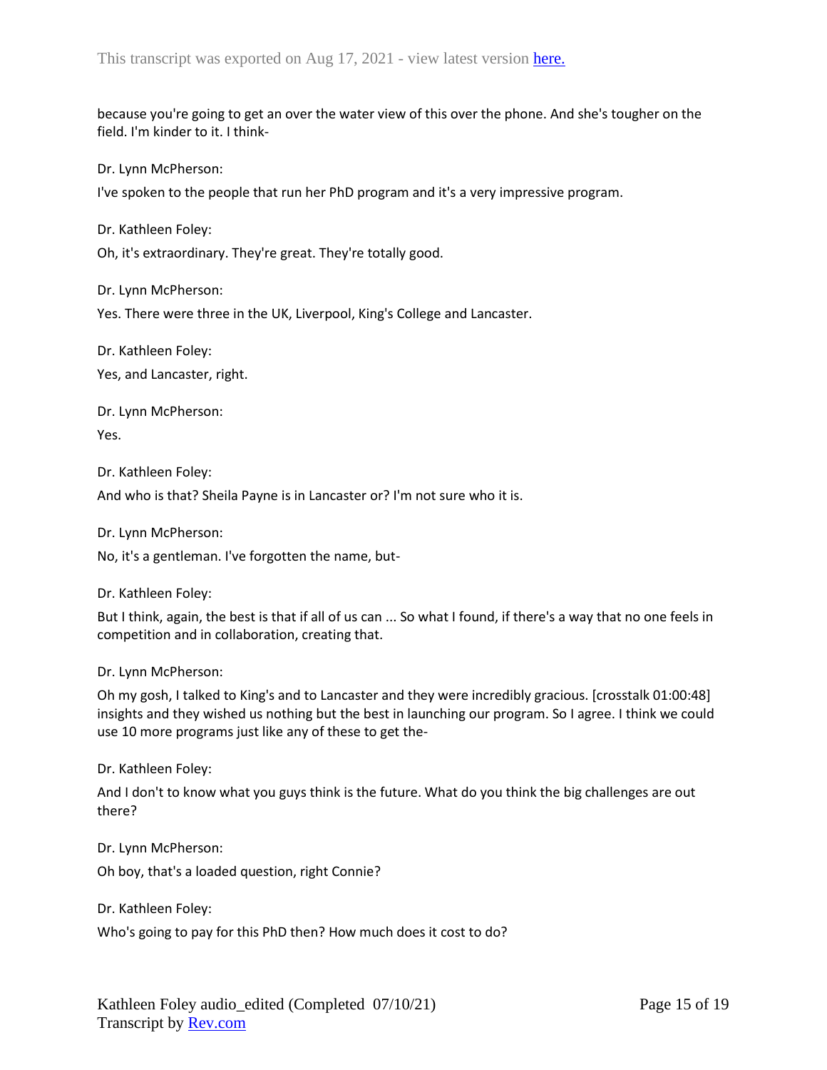because you're going to get an over the water view of this over the phone. And she's tougher on the field. I'm kinder to it. I think-

Dr. Lynn McPherson:

I've spoken to the people that run her PhD program and it's a very impressive program.

Dr. Kathleen Foley:

Oh, it's extraordinary. They're great. They're totally good.

Dr. Lynn McPherson:

Yes. There were three in the UK, Liverpool, King's College and Lancaster.

Dr. Kathleen Foley:

Yes, and Lancaster, right.

Dr. Lynn McPherson:

Yes.

Dr. Kathleen Foley:

And who is that? Sheila Payne is in Lancaster or? I'm not sure who it is.

Dr. Lynn McPherson:

No, it's a gentleman. I've forgotten the name, but-

Dr. Kathleen Foley:

But I think, again, the best is that if all of us can ... So what I found, if there's a way that no one feels in competition and in collaboration, creating that.

Dr. Lynn McPherson:

Oh my gosh, I talked to King's and to Lancaster and they were incredibly gracious. [crosstalk 01:00:48] insights and they wished us nothing but the best in launching our program. So I agree. I think we could use 10 more programs just like any of these to get the-

Dr. Kathleen Foley:

And I don't to know what you guys think is the future. What do you think the big challenges are out there?

Dr. Lynn McPherson:

Oh boy, that's a loaded question, right Connie?

Dr. Kathleen Foley:

Who's going to pay for this PhD then? How much does it cost to do?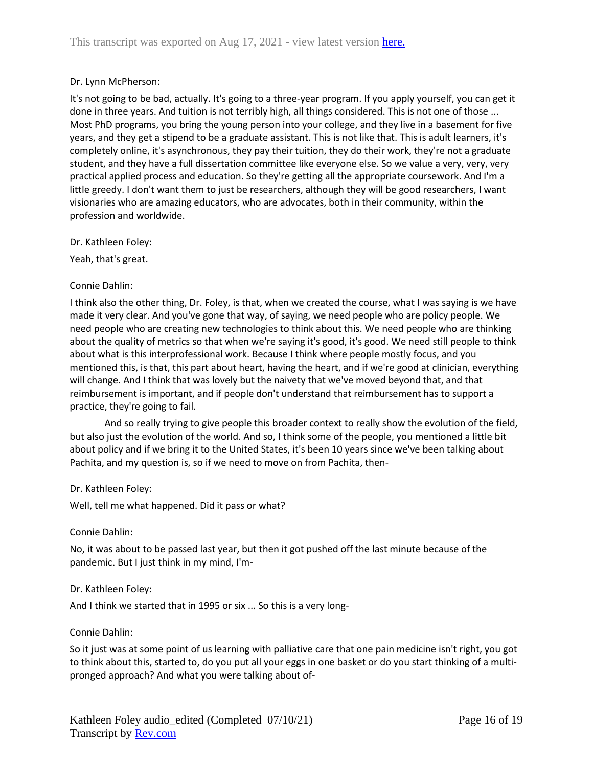Dr. Lynn McPherson:

It's not going to be bad, actually. It's going to a three-year program. If you apply yourself, you can get it done in three years. And tuition is not terribly high, all things considered. This is not one of those ... Most PhD programs, you bring the young person into your college, and they live in a basement for five years, and they get a stipend to be a graduate assistant. This is not like that. This is adult learners, it's completely online, it's asynchronous, they pay their tuition, they do their work, they're not a graduate student, and they have a full dissertation committee like everyone else. So we value a very, very, very practical applied process and education. So they're getting all the appropriate coursework. And I'm a little greedy. I don't want them to just be researchers, although they will be good researchers, I want visionaries who are amazing educators, who are advocates, both in their community, within the profession and worldwide.

Dr. Kathleen Foley:

Yeah, that's great.

Connie Dahlin:

I think also the other thing, Dr. Foley, is that, when we created the course, what I was saying is we have made it very clear. And you've gone that way, of saying, we need people who are policy people. We need people who are creating new technologies to think about this. We need people who are thinking about the quality of metrics so that when we're saying it's good, it's good. We need still people to think about what is this interprofessional work. Because I think where people mostly focus, and you mentioned this, is that, this part about heart, having the heart, and if we're good at clinician, everything will change. And I think that was lovely but the naivety that we've moved beyond that, and that reimbursement is important, and if people don't understand that reimbursement has to support a practice, they're going to fail.

And so really trying to give people this broader context to really show the evolution of the field, but also just the evolution of the world. And so, I think some of the people, you mentioned a little bit about policy and if we bring it to the United States, it's been 10 years since we've been talking about Pachita, and my question is, so if we need to move on from Pachita, then-

Dr. Kathleen Foley:

Well, tell me what happened. Did it pass or what?

Connie Dahlin:

No, it was about to be passed last year, but then it got pushed off the last minute because of the pandemic. But I just think in my mind, I'm-

Dr. Kathleen Foley:

And I think we started that in 1995 or six ... So this is a very long-

Connie Dahlin:

So it just was at some point of us learning with palliative care that one pain medicine isn't right, you got to think about this, started to, do you put all your eggs in one basket or do you start thinking of a multi-pronged approach? And what you were talking about of-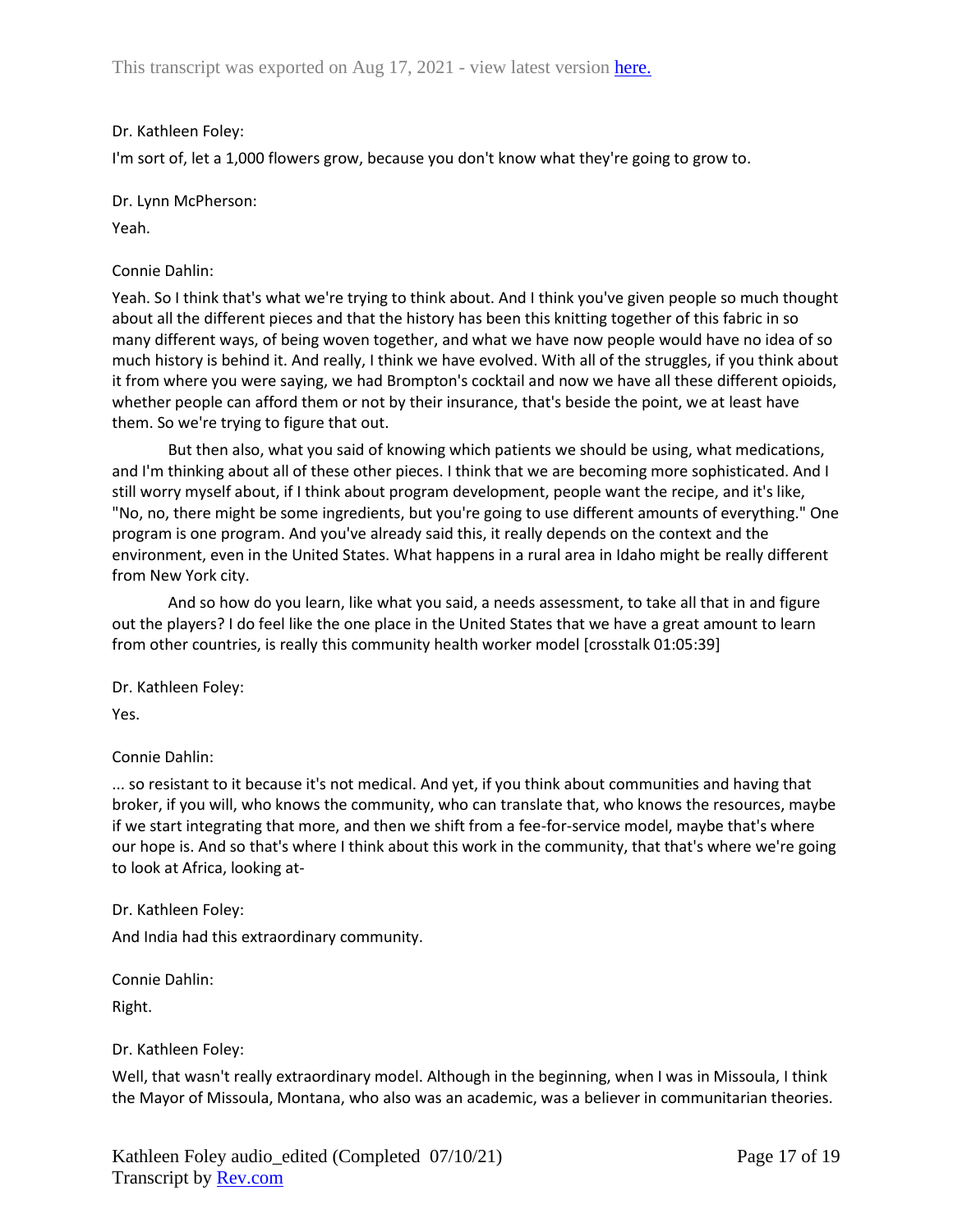Dr. Kathleen Foley:

I'm sort of, let a 1,000 flowers grow, because you don't know what they're going to grow to.

Dr. Lynn McPherson:

Yeah.

Connie Dahlin:

Yeah. So I think that's what we're trying to think about. And I think you've given people so much thought about all the different pieces and that the history has been this knitting together of this fabric in so many different ways, of being woven together, and what we have now people would have no idea of so much history is behind it. And really, I think we have evolved. With all of the struggles, if you think about it from where you were saying, we had Brompton's cocktail and now we have all these different opioids, whether people can afford them or not by their insurance, that's beside the point, we at least have them. So we're trying to figure that out.

But then also, what you said of knowing which patients we should be using, what medications, and I'm thinking about all of these other pieces. I think that we are becoming more sophisticated. And I still worry myself about, if I think about program development, people want the recipe, and it's like, "No, no, there might be some ingredients, but you're going to use different amounts of everything." One program is one program. And you've already said this, it really depends on the context and the environment, even in the United States. What happens in a rural area in Idaho might be really different from New York city.

And so how do you learn, like what you said, a needs assessment, to take all that in and figure out the players? I do feel like the one place in the United States that we have a great amount to learn from other countries, is really this community health worker model [crosstalk 01:05:39]

Dr. Kathleen Foley:

Yes.

Connie Dahlin:

... so resistant to it because it's not medical. And yet, if you think about communities and having that broker, if you will, who knows the community, who can translate that, who knows the resources, maybe if we start integrating that more, and then we shift from a fee-for-service model, maybe that's where our hope is. And so that's where I think about this work in the community, that that's where we're going to look at Africa, looking at-

Dr. Kathleen Foley:

And India had this extraordinary community.

Connie Dahlin:

Right.

Dr. Kathleen Foley:

Well, that wasn't really extraordinary model. Although in the beginning, when I was in Missoula, I think the Mayor of Missoula, Montana, who also was an academic, was a believer in communitarian theories.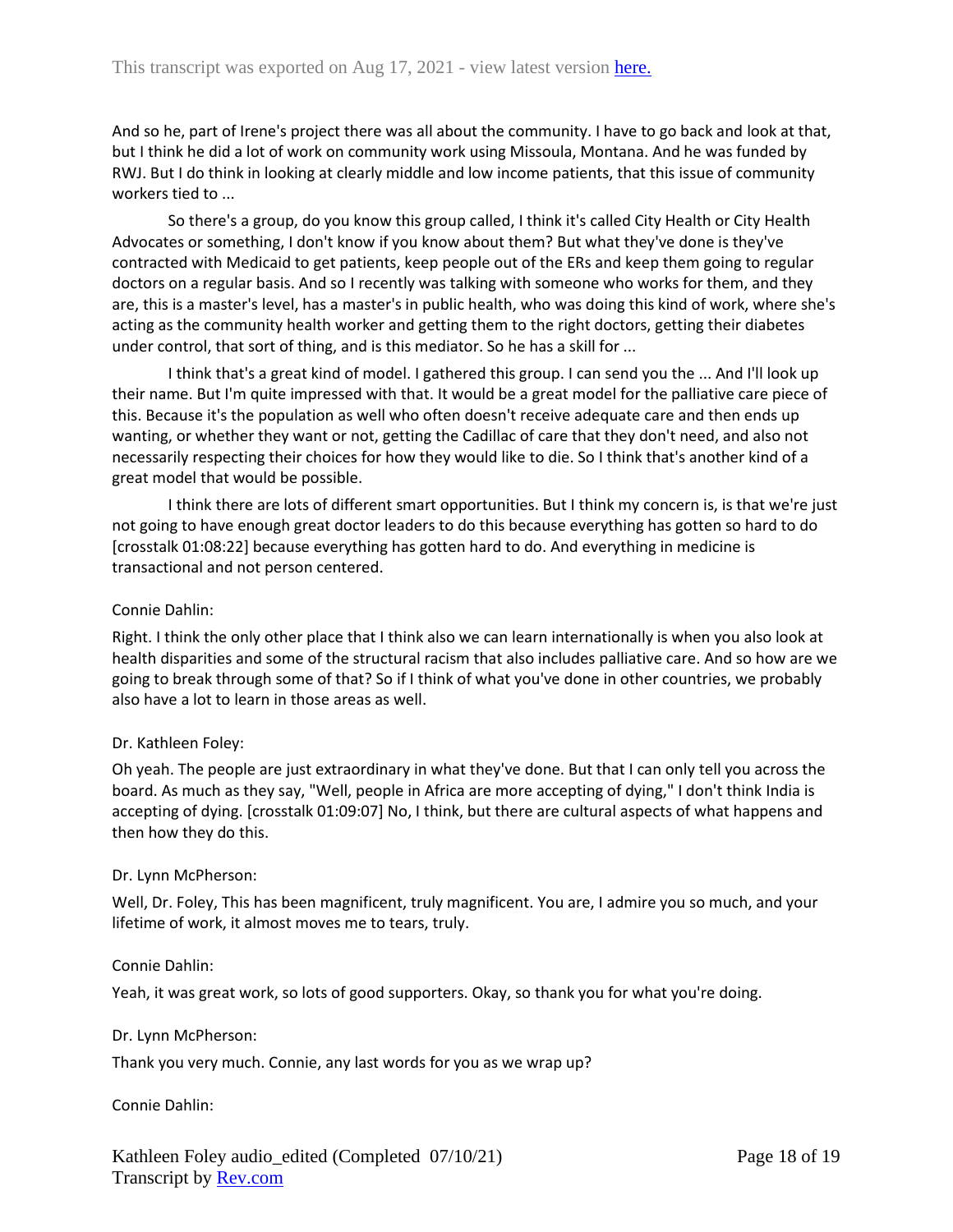And so he, part of Irene's project there was all about the community. I have to go back and look at that, but I think he did a lot of work on community work using Missoula, Montana. And he was funded by RWJ. But I do think in looking at clearly middle and low income patients, that this issue of community workers tied to ...

So there's a group, do you know this group called, I think it's called City Health or City Health Advocates or something, I don't know if you know about them? But what they've done is they've contracted with Medicaid to get patients, keep people out of the ERs and keep them going to regular doctors on a regular basis. And so I recently was talking with someone who works for them, and they are, this is a master's level, has a master's in public health, who was doing this kind of work, where she's acting as the community health worker and getting them to the right doctors, getting their diabetes under control, that sort of thing, and is this mediator. So he has a skill for ...

I think that's a great kind of model. I gathered this group. I can send you the ... And I'll look up their name. But I'm quite impressed with that. It would be a great model for the palliative care piece of this. Because it's the population as well who often doesn't receive adequate care and then ends up wanting, or whether they want or not, getting the Cadillac of care that they don't need, and also not necessarily respecting their choices for how they would like to die. So I think that's another kind of a great model that would be possible.

I think there are lots of different smart opportunities. But I think my concern is, is that we're just not going to have enough great doctor leaders to do this because everything has gotten so hard to do [crosstalk 01:08:22] because everything has gotten hard to do. And everything in medicine is transactional and not person centered.

Connie Dahlin:

Right. I think the only other place that I think also we can learn internationally is when you also look at health disparities and some of the structural racism that also includes palliative care. And so how are we going to break through some of that? So if I think of what you've done in other countries, we probably also have a lot to learn in those areas as well.

Dr. Kathleen Foley:

Oh yeah. The people are just extraordinary in what they've done. But that I can only tell you across the board. As much as they say, "Well, people in Africa are more accepting of dying," I don't think India is accepting of dying. [crosstalk 01:09:07] No, I think, but there are cultural aspects of what happens and then how they do this.

Dr. Lynn McPherson:

Well, Dr. Foley, This has been magnificent, truly magnificent. You are, I admire you so much, and your lifetime of work, it almost moves me to tears, truly.

Connie Dahlin:

Yeah, it was great work, so lots of good supporters. Okay, so thank you for what you're doing.

Dr. Lynn McPherson:

Thank you very much. Connie, any last words for you as we wrap up?

Connie Dahlin: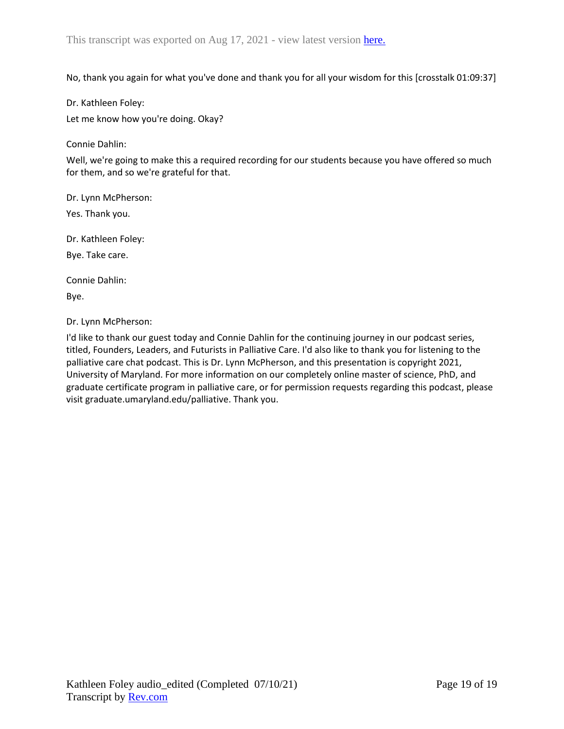No, thank you again for what you've done and thank you for all your wisdom for this [crosstalk 01:09:37]

Dr. Kathleen Foley:

Let me know how you're doing. Okay?

Connie Dahlin:

Well, we're going to make this a required recording for our students because you have offered so much for them, and so we're grateful for that.

Dr. Lynn McPherson:

Yes. Thank you.

Dr. Kathleen Foley:

Bye. Take care.

Connie Dahlin:

Bye.

Dr. Lynn McPherson:

I'd like to thank our guest today and Connie Dahlin for the continuing journey in our podcast series, titled, Founders, Leaders, and Futurists in Palliative Care. I'd also like to thank you for listening to the palliative care chat podcast. This is Dr. Lynn McPherson, and this presentation is copyright 2021, University of Maryland. For more information on our completely online master of science, PhD, and graduate certificate program in palliative care, or for permission requests regarding this podcast, please visit graduate.umaryland.edu/palliative. Thank you.